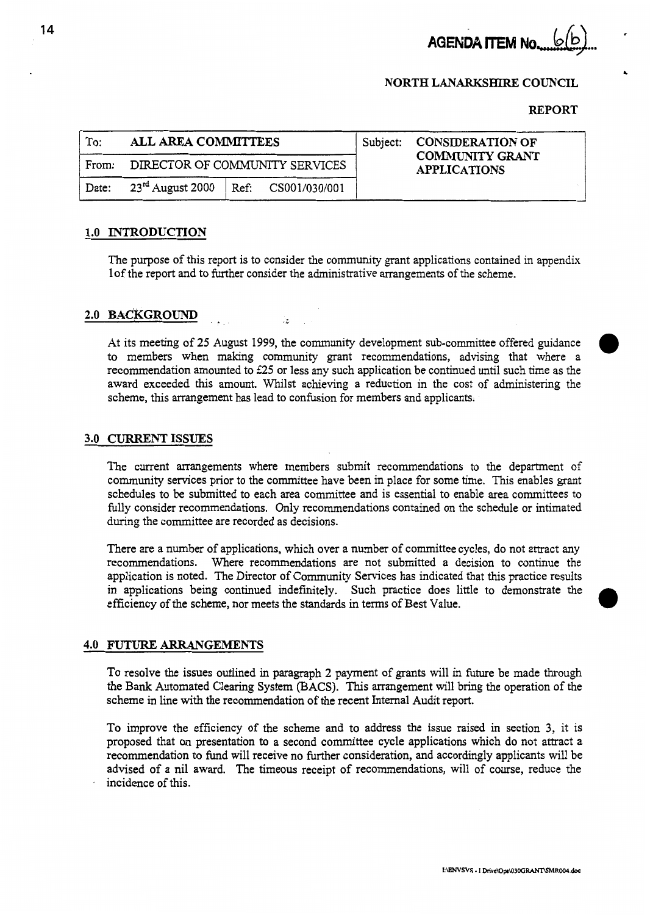**AGENDA ITEM No. 6(b)**

**NORTH LANARKSHIRE COUNCIL**

**REPORT**

| To: | ALL AREA COMMITTEES | | | Subject: | CONSIDERATION OF COMMUNITY GRANT APPLICATIONS |
|---|---|---|---|---|---|
| From: | DIRECTOR OF COMMUNITY SERVICES | | | | |
| Date: | 23rd August 2000 | Ref: | CS001/030/001 | | |

## 1.0 INTRODUCTION

The purpose of this report is to consider the community grant applications contained in appendix 1of the report and to further consider the administrative arrangements of the scheme.

## 2.0 BACKGROUND

At its meeting of 25 August 1999, the community development sub-committee offered guidance to members when making community grant recommendations, advising that where a recommendation amounted to £25 or less any such application be continued until such time as the award exceeded this amount. Whilst achieving a reduction in the cost of administering the scheme, this arrangement has lead to confusion for members and applicants.

## 3.0 CURRENT ISSUES

The current arrangements where members submit recommendations to the department of community services prior to the committee have been in place for some time. This enables grant schedules to be submitted to each area committee and is essential to enable area committees to fully consider recommendations. Only recommendations contained on the schedule or intimated during the committee are recorded as decisions.

There are a number of applications, which over a number of committee cycles, do not attract any recommendations. Where recommendations are not submitted a decision to continue the application is noted. The Director of Community Services has indicated that this practice results in applications being continued indefinitely. Such practice does little to demonstrate the efficiency of the scheme, nor meets the standards in terms of Best Value.

## 4.0 FUTURE ARRANGEMENTS

To resolve the issues outlined in paragraph 2 payment of grants will in future be made through the Bank Automated Clearing System (BACS). This arrangement will bring the operation of the scheme in line with the recommendation of the recent Internal Audit report.

To improve the efficiency of the scheme and to address the issue raised in section 3, it is proposed that on presentation to a second committee cycle applications which do not attract a recommendation to fund will receive no further consideration, and accordingly applicants will be advised of a nil award. The timeous receipt of recommendations, will of course, reduce the incidence of this.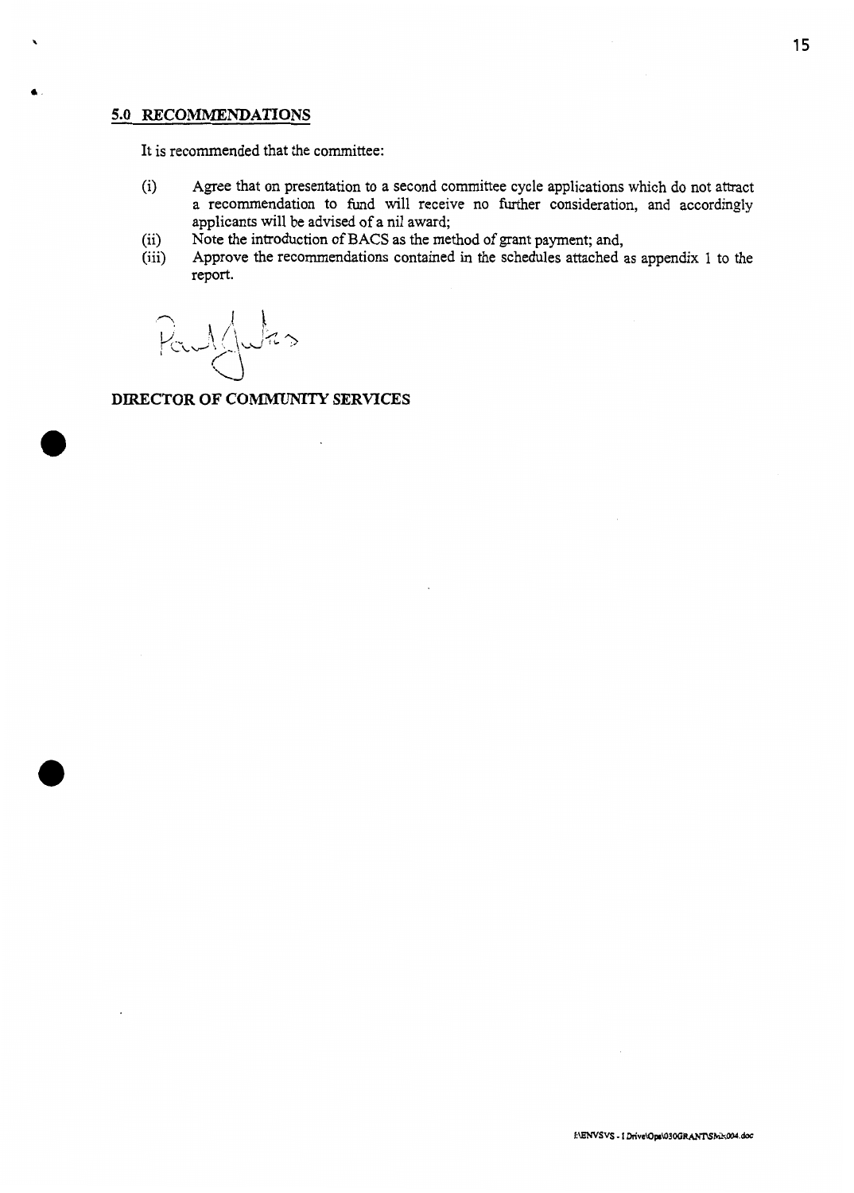## 5.0 RECOMMENDATIONS

It is recommended that the committee:

(i) Agree that on presentation to a second committee cycle applications which do not attract a recommendation to fund will receive no further consideration, and accordingly applicants will be advised of a nil award;

(ii) Note the introduction of BACS as the method of grant payment; and,

(iii) Approve the recommendations contained in the schedules attached as appendix 1 to the report.

Paul Jukes

**DIRECTOR OF COMMUNITY SERVICES**

I:\ENVSVS - I Drive\Ops\030GRANTS\Mix004.doc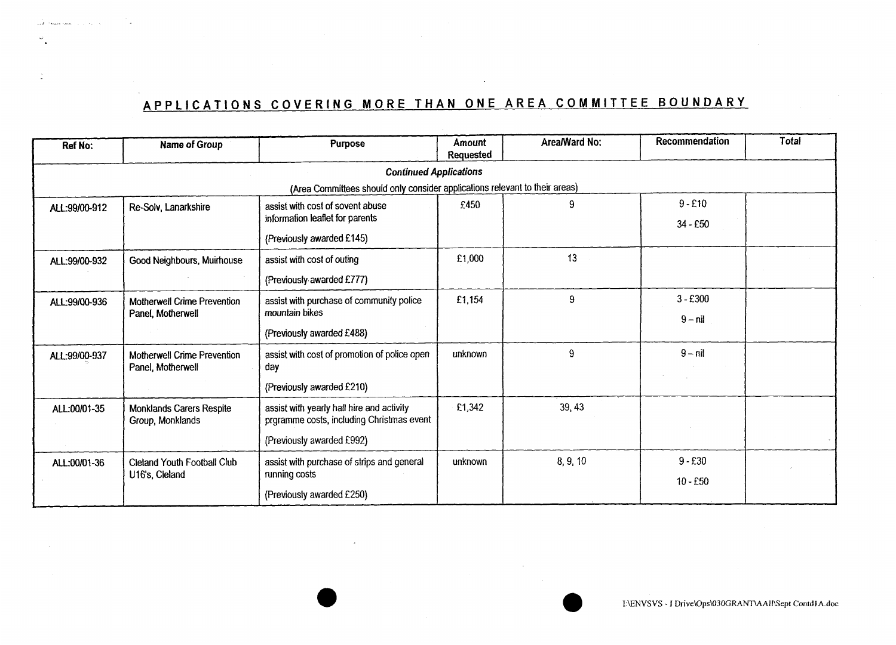## APPLICATIONS COVERING MORE THAN ONE AREA COMMITTEE BOUNDARY

| Ref No: | Name of Group | Purpose | Amount Requested | Area/Ward No: | Recommendation | Total |
|---|---|---|---|---|---|---|
| ***Continued Applications*** (Area Committees should only consider applications relevant to their areas) | | | | | | |
| ALL:99/00-912 | Re-Solv, Lanarkshire | assist with cost of sovent abuse information leaflet for parents (Previously awarded £145) | £450 | 9 | 9 - £10<br>34 - £50 | |
| ALL:99/00-932 | Good Neighbours, Muirhouse | assist with cost of outing (Previously awarded £777) | £1,000 | 13 | | |
| ALL:99/00-936 | Motherwell Crime Prevention Panel, Motherwell | assist with purchase of community police mountain bikes (Previously awarded £488) | £1,154 | 9 | 3 - £300<br>9 – nil | |
| ALL:99/00-937 | Motherwell Crime Prevention Panel, Motherwell | assist with cost of promotion of police open day (Previously awarded £210) | unknown | 9 | 9 – nil | |
| ALL:00/01-35 | Monklands Carers Respite Group, Monklands | assist with yearly hall hire and activity prgramme costs, including Christmas event (Previously awarded £992) | £1,342 | 39, 43 | | |
| ALL:00/01-36 | Cleland Youth Football Club U16's, Cleland | assist with purchase of strips and general running costs (Previously awarded £250) | unknown | 8, 9, 10 | 9 - £30<br>10 - £50 | |

I:\ENVSVS - I Drive\Ops\030GRANT\AAI\Sept Contd1A.doc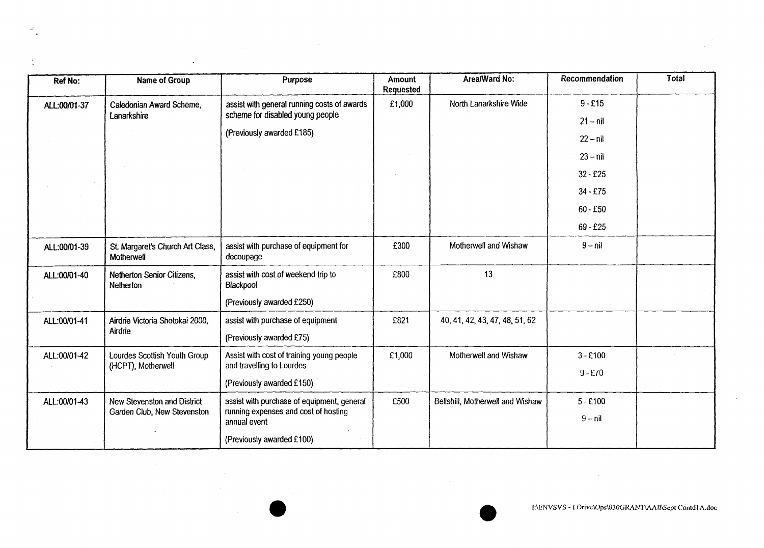| Ref No: | Name of Group | Purpose | Amount Requested | Area/Ward No: | Recommendation | Total |
|---|---|---|---|---|---|---|
| ALL:00/01-37 | Caledonian Award Scheme, Lanarkshire | assist with general running costs of awards scheme for disabled young people<br><br>(Previously awarded £185) | £1,000 | North Lanarkshire Wide | 9 - £15<br>21 – nil<br>22 – nil<br>23 – nil<br>32 - £25<br>34 - £75<br>60 - £50<br>69 - £25 | |
| ALL:00/01-39 | St. Margaret's Church Art Class, Motherwell | assist with purchase of equipment for decoupage | £300 | Motherwell and Wishaw | 9 – nil | |
| ALL:00/01-40 | Netherton Senior Citizens, Netherton | assist with cost of weekend trip to Blackpool<br><br>(Previously awarded £250) | £800 | 13 | | |
| ALL:00/01-41 | Airdrie Victoria Shotokai 2000, Airdrie | assist with purchase of equipment<br><br>(Previously awarded £75) | £821 | 40, 41, 42, 43, 47, 48, 51, 62 | | |
| ALL:00/01-42 | Lourdes Scottish Youth Group (HCPT), Motherwell | Assist with cost of training young people and travelling to Lourdes<br><br>(Previously awarded £150) | £1,000 | Motherwell and Wishaw | 3 - £100<br>9 - £70 | |
| ALL:00/01-43 | New Stevenston and District Garden Club, New Stevenston | assist with purchase of equipment, general running expenses and cost of hosting annual event<br><br>(Previously awarded £100) | £500 | Bellshill, Motherwell and Wishaw | 5 - £100<br>9 – nil | |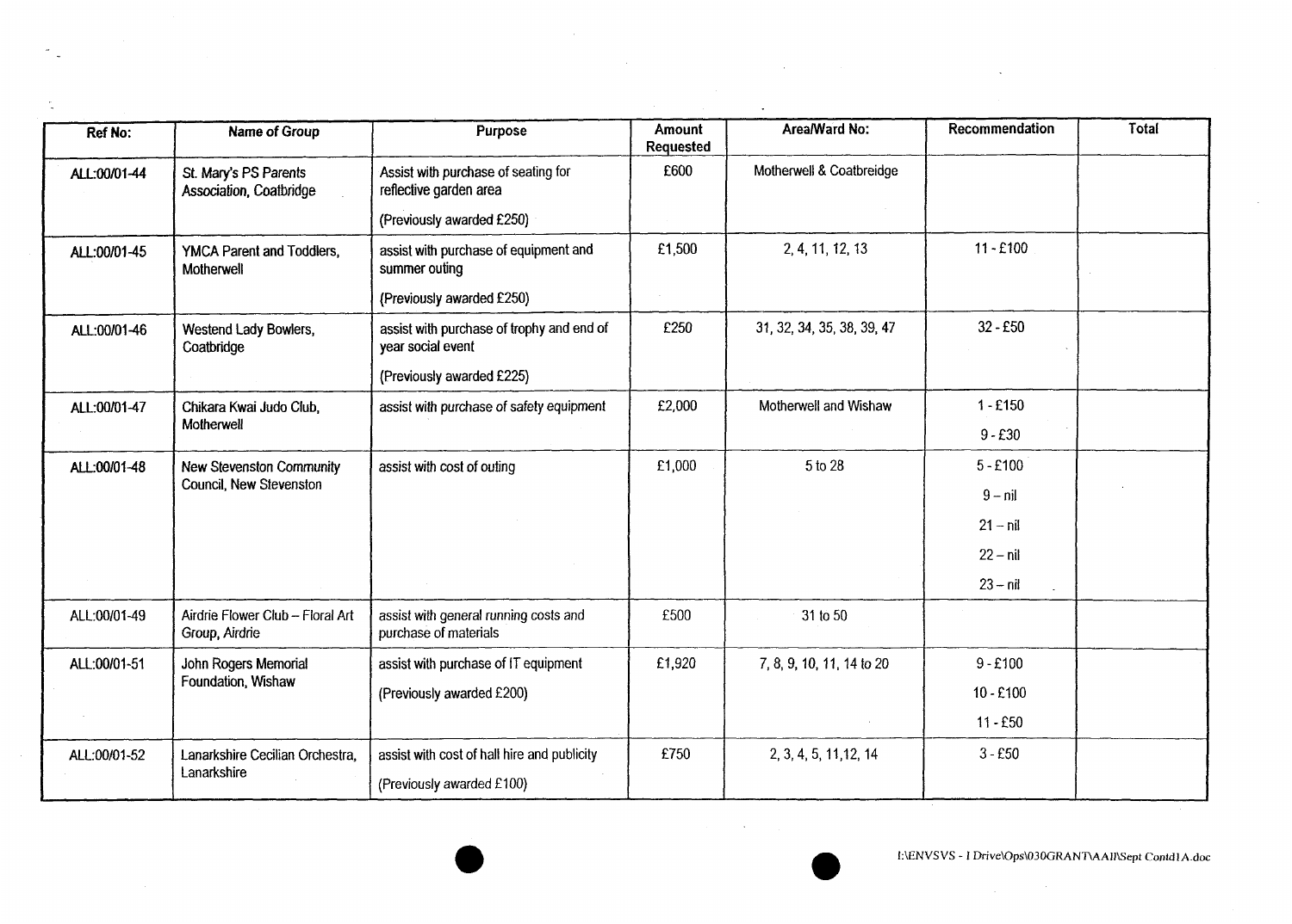| Ref No: | Name of Group | Purpose | Amount Requested | Area/Ward No: | Recommendation | Total |
|---|---|---|---|---|---|---|
| ALL:00/01-44 | St. Mary's PS Parents Association, Coatbridge | Assist with purchase of seating for reflective garden area<br>(Previously awarded £250) | £600 | Motherwell & Coatbreidge | | |
| ALL:00/01-45 | YMCA Parent and Toddlers, Motherwell | assist with purchase of equipment and summer outing<br>(Previously awarded £250) | £1,500 | 2, 4, 11, 12, 13 | 11 - £100 | |
| ALL:00/01-46 | Westend Lady Bowlers, Coatbridge | assist with purchase of trophy and end of year social event<br>(Previously awarded £225) | £250 | 31, 32, 34, 35, 38, 39, 47 | 32 - £50 | |
| ALL:00/01-47 | Chikara Kwai Judo Club, Motherwell | assist with purchase of safety equipment | £2,000 | Motherwell and Wishaw | 1 - £150<br>9 - £30 | |
| ALL:00/01-48 | New Stevenston Community Council, New Stevenston | assist with cost of outing | £1,000 | 5 to 28 | 5 - £100<br>9 – nil<br>21 – nil<br>22 – nil<br>23 – nil | |
| ALL:00/01-49 | Airdrie Flower Club – Floral Art Group, Airdrie | assist with general running costs and purchase of materials | £500 | 31 to 50 | | |
| ALL:00/01-51 | John Rogers Memorial Foundation, Wishaw | assist with purchase of IT equipment<br>(Previously awarded £200) | £1,920 | 7, 8, 9, 10, 11, 14 to 20 | 9 - £100<br>10 - £100<br>11 - £50 | |
| ALL:00/01-52 | Lanarkshire Cecilian Orchestra, Lanarkshire | assist with cost of hall hire and publicity<br>(Previously awarded £100) | £750 | 2, 3, 4, 5, 11,12, 14 | 3 - £50 | |

I:\ENVSVS - I Drive\Ops\030GRANT\AAII\Sept Contd1A.doc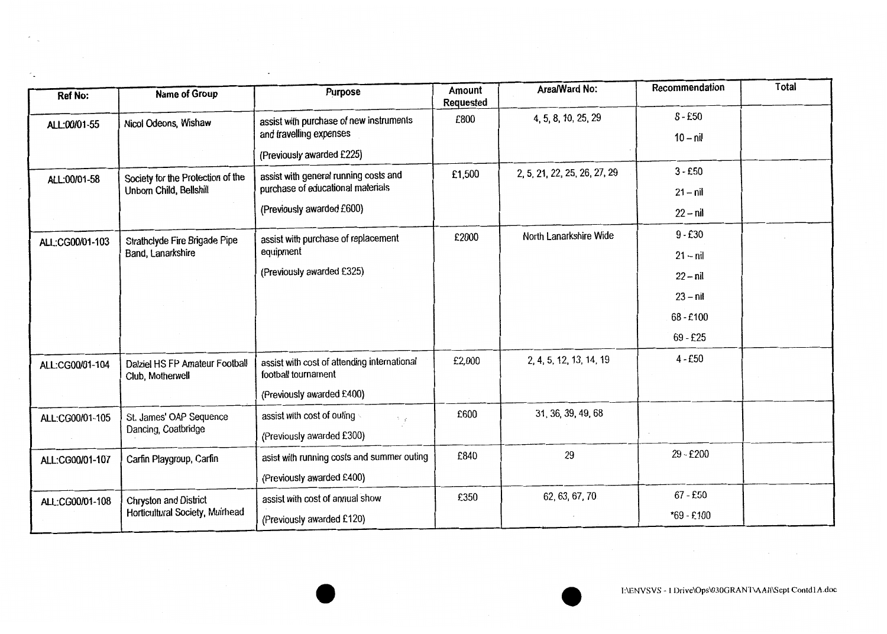| Ref No: | Name of Group | Purpose | Amount Requested | Area/Ward No: | Recommendation | Total |
|---|---|---|---|---|---|---|
| ALL:00/01-55 | Nicol Odeons, Wishaw | assist with purchase of new instruments and travelling expenses<br>(Previously awarded £225) | £800 | 4, 5, 8, 10, 25, 29 | 8 - £50<br>10 – nil | |
| ALL:00/01-58 | Society for the Protection of the Unborn Child, Bellshill | assist with general running costs and purchase of educational materials<br>(Previously awarded £600) | £1,500 | 2, 5, 21, 22, 25, 26, 27, 29 | 3 - £50<br>21 – nil<br>22 – nil | |
| ALL:CG00/01-103 | Strathclyde Fire Brigade Pipe Band, Lanarkshire | assist with purchase of replacement equipment<br>(Previously awarded £325) | £2000 | North Lanarkshire Wide | 9 - £30<br>21 – nil<br>22 – nil<br>23 – nil<br>68 - £100<br>69 - £25 | |
| ALL:CG00/01-104 | Dalziel HS FP Amateur Football Club, Motherwell | assist with cost of attending international football tournament<br>(Previously awarded £400) | £2,000 | 2, 4, 5, 12, 13, 14, 19 | 4 - £50 | |
| ALL:CG00/01-105 | St. James' OAP Sequence Dancing, Coatbridge | assist with cost of outing<br>(Previously awarded £300) | £600 | 31, 36, 39, 49, 68 | | |
| ALL:CG00/01-107 | Carfin Playgroup, Carfin | asist with running costs and summer outing<br>(Previously awarded £400) | £840 | 29 | 29 - £200 | |
| ALL:CG00/01-108 | Chryston and District Horticultural Society, Muirhead | assist with cost of annual show<br>(Previously awarded £120) | £350 | 62, 63, 67, 70 | 67 - £50<br>*69 - £100 | |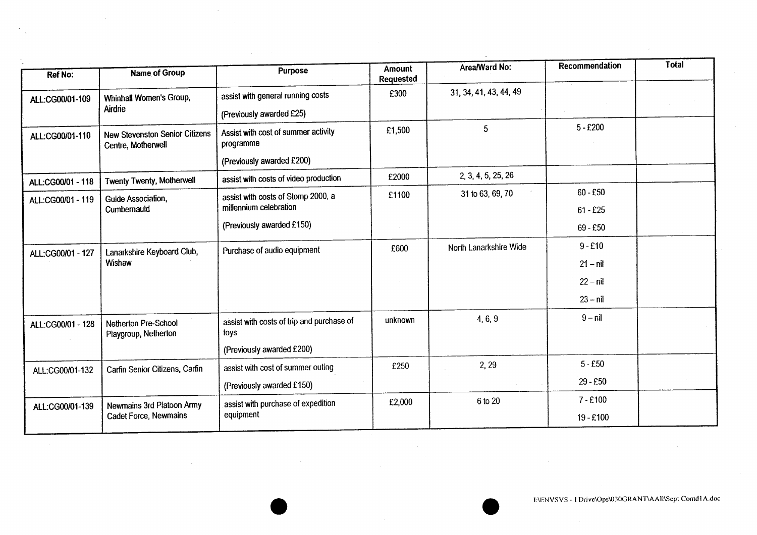| Ref No: | Name of Group | Purpose | Amount Requested | Area/Ward No: | Recommendation | Total |
|---|---|---|---|---|---|---|
| ALL:CG00/01-109 | Whinhall Women's Group, Airdrie | assist with general running costs<br><br>(Previously awarded £25) | £300 | 31, 34, 41, 43, 44, 49 | | |
| ALL:CG00/01-110 | New Stevenston Senior Citizens Centre, Motherwell | Assist with cost of summer activity programme<br><br>(Previously awarded £200) | £1,500 | 5 | 5 - £200 | |
| ALL:CG00/01 - 118 | Twenty Twenty, Motherwell | assist with costs of video production | £2000 | 2, 3, 4, 5, 25, 26 | | |
| ALL:CG00/01 - 119 | Guide Association, Cumbernauld | assist with costs of Stomp 2000, a millennium celebration<br><br>(Previously awarded £150) | £1100 | 31 to 63, 69, 70 | 60 - £50<br>61 - £25<br>69 - £50 | |
| ALL:CG00/01 - 127 | Lanarkshire Keyboard Club, Wishaw | Purchase of audio equipment | £600 | North Lanarkshire Wide | 9 - £10<br>21 – nil<br>22 – nil<br>23 – nil | |
| ALL:CG00/01 - 128 | Netherton Pre-School Playgroup, Netherton | assist with costs of trip and purchase of toys<br><br>(Previously awarded £200) | unknown | 4, 6, 9 | 9 – nil | |
| ALL:CG00/01-132 | Carfin Senior Citizens, Carfin | assist with cost of summer outing<br><br>(Previously awarded £150) | £250 | 2, 29 | 5 - £50<br>29 - £50 | |
| ALL:CG00/01-139 | Newmains 3rd Platoon Army Cadet Force, Newmains | assist with purchase of expedition equipment | £2,000 | 6 to 20 | 7 - £100<br>19 - £100 | |

I:\ENVSVS - I Drive\Ops\030GRANT\AAll\Sept Contd1A.doc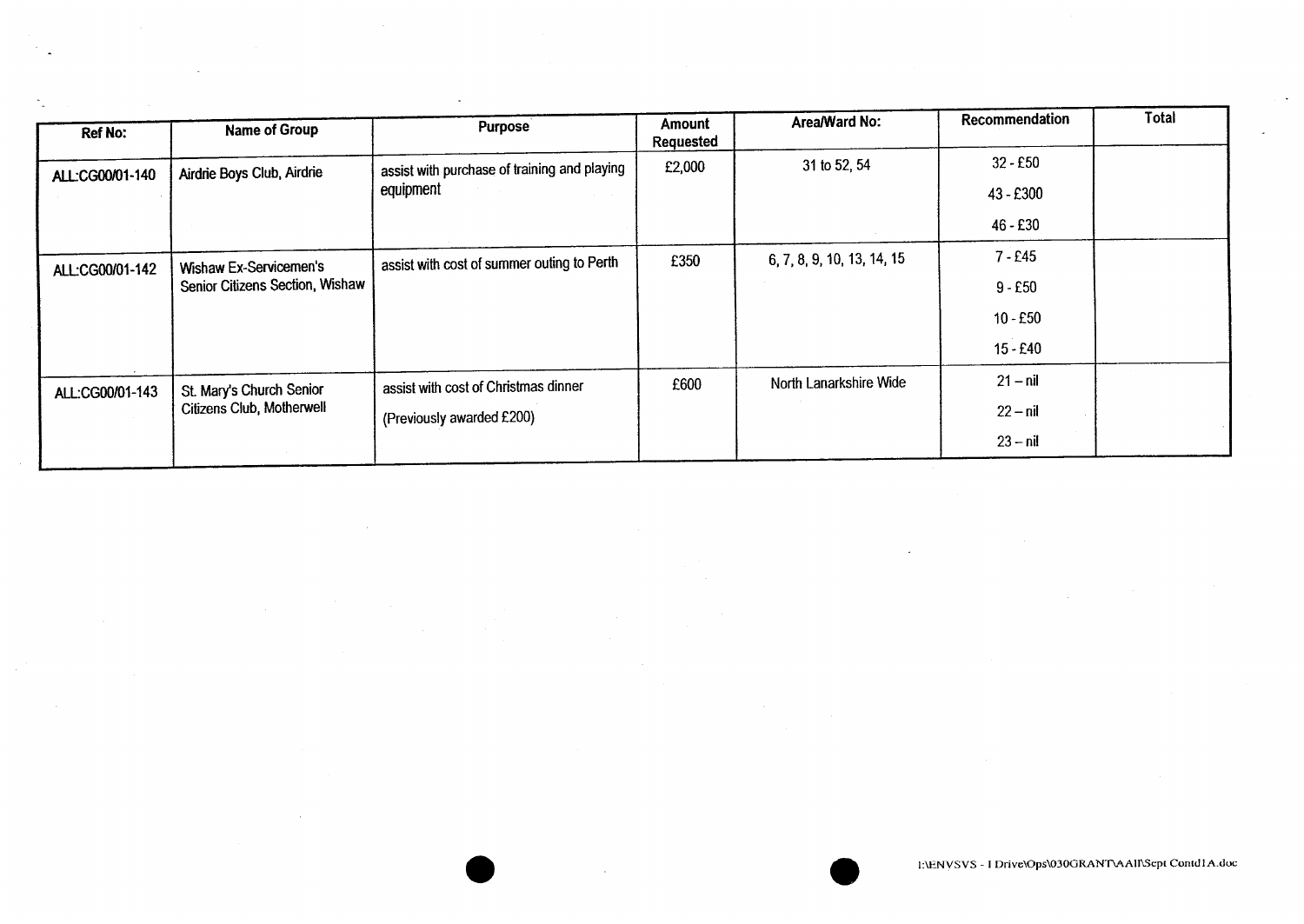| Ref No: | Name of Group | Purpose | Amount Requested | Area/Ward No: | Recommendation | Total |
|---|---|---|---|---|---|---|
| ALL:CG00/01-140 | Airdrie Boys Club, Airdrie | assist with purchase of training and playing equipment | £2,000 | 31 to 52, 54 | 32 - £50<br>43 - £300<br>46 - £30 | |
| ALL:CG00/01-142 | Wishaw Ex-Servicemen's Senior Citizens Section, Wishaw | assist with cost of summer outing to Perth | £350 | 6, 7, 8, 9, 10, 13, 14, 15 | 7 - £45<br>9 - £50<br>10 - £50<br>15 - £40 | |
| ALL:CG00/01-143 | St. Mary's Church Senior Citizens Club, Motherwell | assist with cost of Christmas dinner<br>(Previously awarded £200) | £600 | North Lanarkshire Wide | 21 – nil<br>22 – nil<br>23 – nil | |

I:\ENVSVS - I Drive\Ops\030GRANT\AAll\Sept Contd1A.doc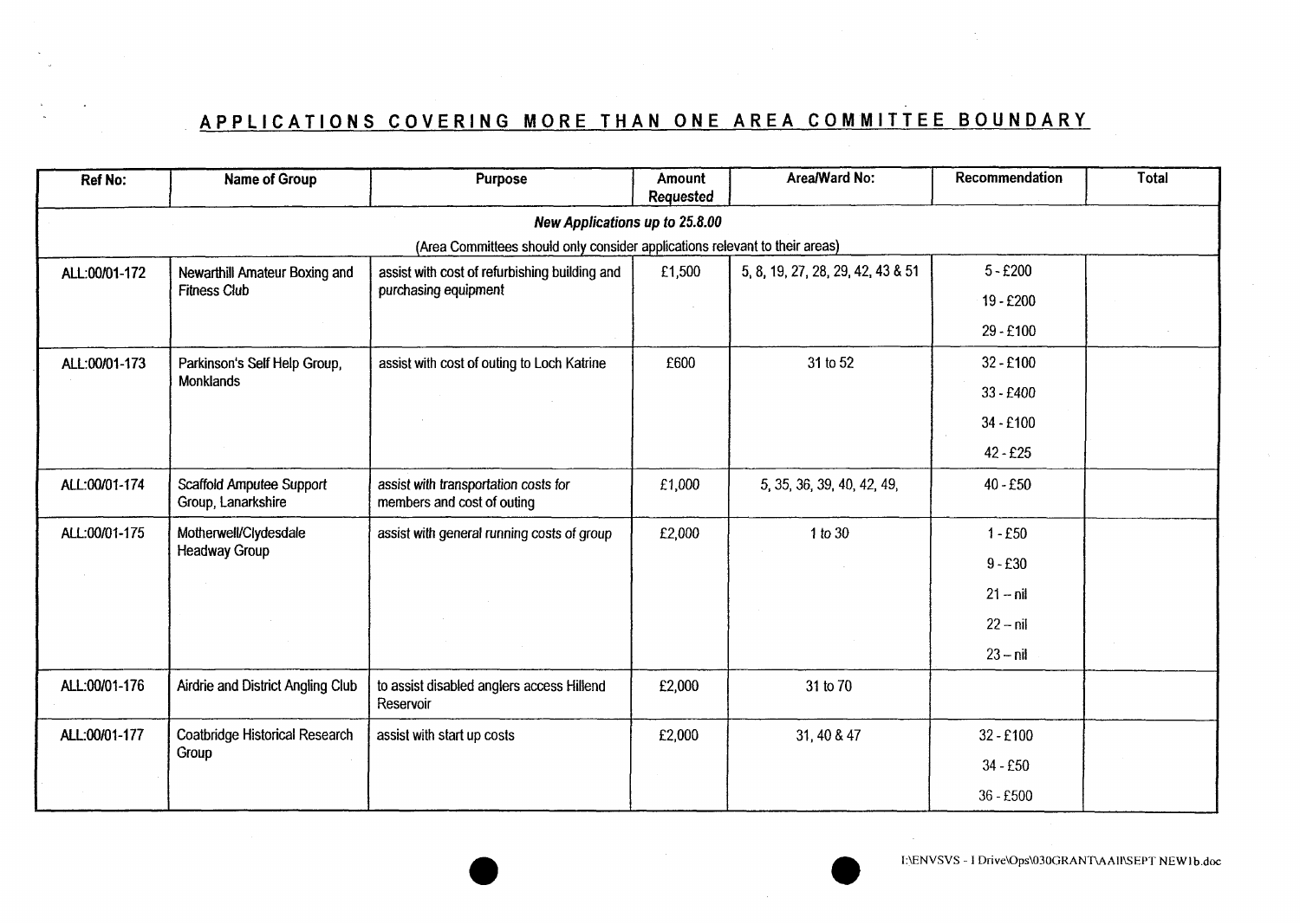## APPLICATIONS COVERING MORE THAN ONE AREA COMMITTEE BOUNDARY

| Ref No: | Name of Group | Purpose | Amount Requested | Area/Ward No: | Recommendation | Total |
|---|---|---|---|---|---|---|
| ***New Applications up to 25.8.00*** | | | | | | |
| (Area Committees should only consider applications relevant to their areas) | | | | | | |
| ALL:00/01-172 | Newarthill Amateur Boxing and Fitness Club | assist with cost of refurbishing building and purchasing equipment | £1,500 | 5, 8, 19, 27, 28, 29, 42, 43 & 51 | 5 - £200<br>19 - £200<br>29 - £100 | |
| ALL:00/01-173 | Parkinson's Self Help Group, Monklands | assist with cost of outing to Loch Katrine | £600 | 31 to 52 | 32 - £100<br>33 - £400<br>34 - £100<br>42 - £25 | |
| ALL:00/01-174 | Scaffold Amputee Support Group, Lanarkshire | assist with transportation costs for members and cost of outing | £1,000 | 5, 35, 36, 39, 40, 42, 49, | 40 - £50 | |
| ALL:00/01-175 | Motherwell/Clydesdale Headway Group | assist with general running costs of group | £2,000 | 1 to 30 | 1 - £50<br>9 - £30<br>21 – nil<br>22 – nil<br>23 – nil | |
| ALL:00/01-176 | Airdrie and District Angling Club | to assist disabled anglers access Hillend Reservoir | £2,000 | 31 to 70 | | |
| ALL:00/01-177 | Coatbridge Historical Research Group | assist with start up costs | £2,000 | 31, 40 & 47 | 32 - £100<br>34 - £50<br>36 - £500 | |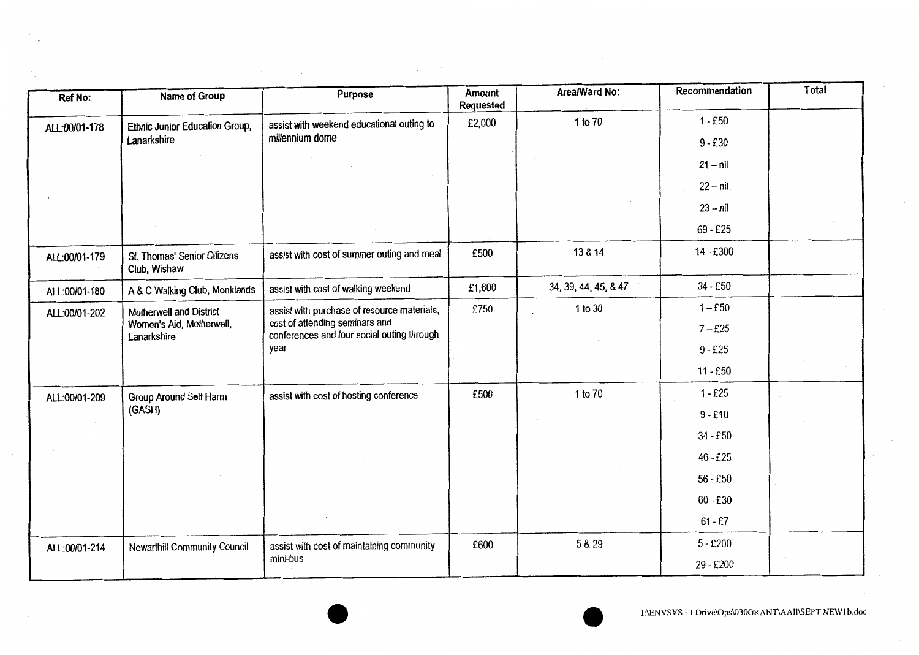| Ref No: | Name of Group | Purpose | Amount Requested | Area/Ward No: | Recommendation | Total |
|---|---|---|---|---|---|---|
| ALL:00/01-178 | Ethnic Junior Education Group, Lanarkshire | assist with weekend educational outing to millennium dome | £2,000 | 1 to 70 | 1 - £50<br>9 - £30<br>21 – nil<br>22 – nil<br>23 – nil<br>69 - £25 | |
| ALL:00/01-179 | St. Thomas' Senior Citizens Club, Wishaw | assist with cost of summer outing and meal | £500 | 13 & 14 | 14 - £300 | |
| ALL:00/01-180 | A & C Walking Club, Monklands | assist with cost of walking weekend | £1,600 | 34, 39, 44, 45, & 47 | 34 - £50 | |
| ALL:00/01-202 | Motherwell and District Women's Aid, Motherwell, Lanarkshire | assist with purchase of resource materials, cost of attending seminars and conferences and four social outing through year | £750 | 1 to 30 | 1 – £50<br>7 – £25<br>9 - £25<br>11 - £50 | |
| ALL:00/01-209 | Group Around Self Harm (GASH) | assist with cost of hosting conference | £500 | 1 to 70 | 1 - £25<br>9 - £10<br>34 - £50<br>46 - £25<br>56 - £50<br>60 - £30<br>61 - £7 | |
| ALL:00/01-214 | Newarthill Community Council | assist with cost of maintaining community mini-bus | £600 | 5 & 29 | 5 - £200<br>29 - £200 | |

I:\ENVSVS - I Drive\Ops\030GRANT\AAll\SEPT NEW1b.doc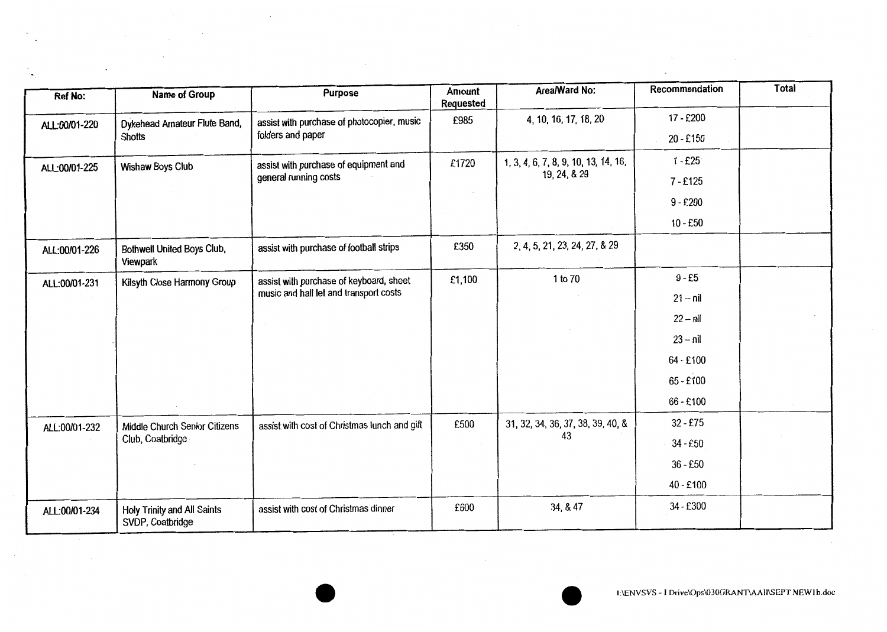| Ref No: | Name of Group | Purpose | Amount Requested | Area/Ward No: | Recommendation | Total |
|---|---|---|---|---|---|---|
| ALL:00/01-220 | Dykehead Amateur Flute Band, Shotts | assist with purchase of photocopier, music folders and paper | £985 | 4, 10, 16, 17, 18, 20 | 17 - £200<br>20 - £150 | |
| ALL:00/01-225 | Wishaw Boys Club | assist with purchase of equipment and general running costs | £1720 | 1, 3, 4, 6, 7, 8, 9, 10, 13, 14, 16, 19, 24, & 29 | 1 - £25<br>7 - £125<br>9 - £200<br>10 - £50 | |
| ALL:00/01-226 | Bothwell United Boys Club, Viewpark | assist with purchase of football strips | £350 | 2, 4, 5, 21, 23, 24, 27, & 29 | | |
| ALL:00/01-231 | Kilsyth Close Harmony Group | assist with purchase of keyboard, sheet music and hall let and transport costs | £1,100 | 1 to 70 | 9 - £5<br>21 – nil<br>22 – nil<br>23 – nil<br>64 - £100<br>65 - £100<br>66 - £100 | |
| ALL:00/01-232 | Middle Church Senior Citizens Club, Coatbridge | assist with cost of Christmas lunch and gift | £500 | 31, 32, 34, 36, 37, 38, 39, 40, & 43 | 32 - £75<br>34 - £50<br>36 - £50<br>40 - £100 | |
| ALL:00/01-234 | Holy Trinity and All Saints SVDP, Coatbridge | assist with cost of Christmas dinner | £600 | 34, & 47 | 34 - £300 | |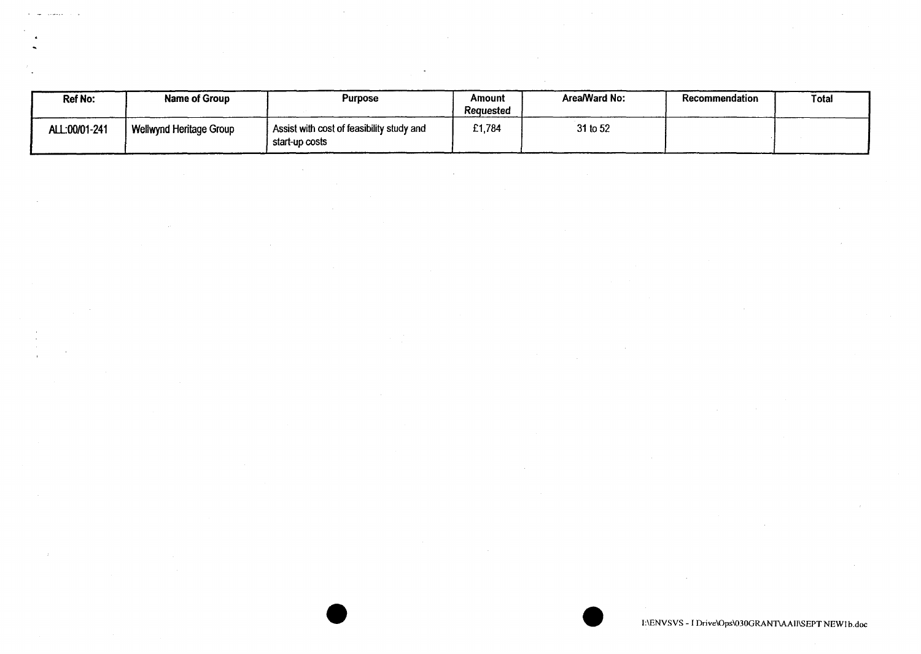| Ref No: | Name of Group | Purpose | Amount Requested | Area/Ward No: | Recommendation | Total |
|---|---|---|---|---|---|---|
| ALL:00/01-241 | Wellwynd Heritage Group | Assist with cost of feasibility study and start-up costs | £1,784 | 31 to 52 | | |

I:\ENVSVS - I Drive\Ops\030GRANT\AAII\SEPT NEW1b.doc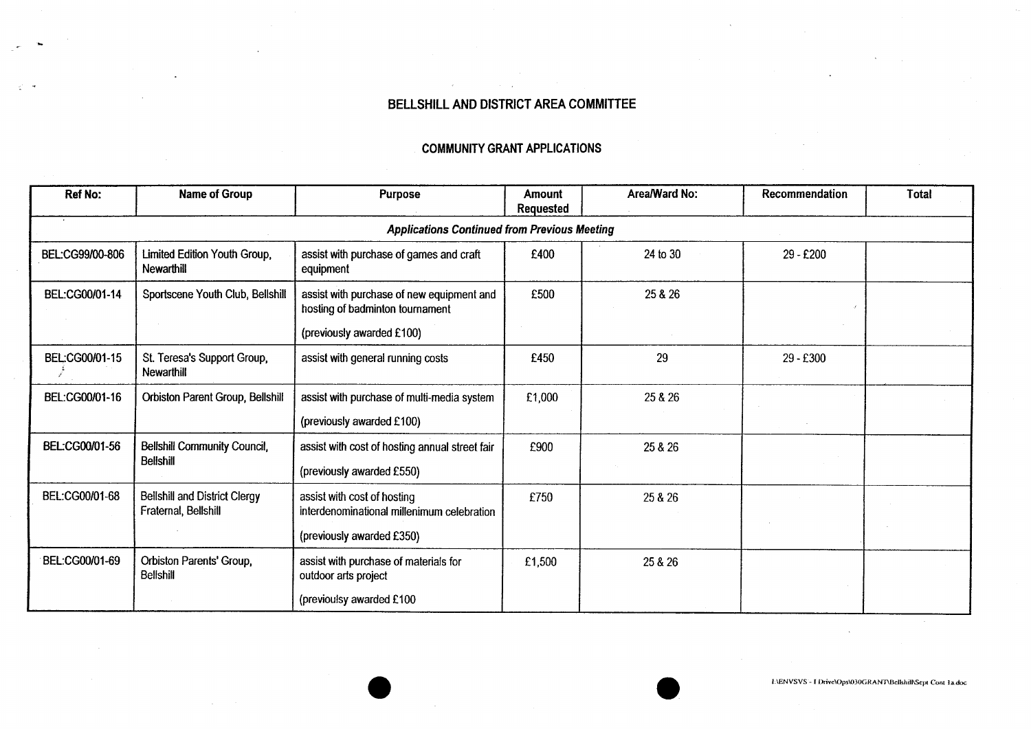# BELLSHILL AND DISTRICT AREA COMMITTEE

## COMMUNITY GRANT APPLICATIONS

| Ref No: | Name of Group | Purpose | Amount Requested | Area/Ward No: | Recommendation | Total |
|---|---|---|---|---|---|---|
| ***Applications Continued from Previous Meeting*** | | | | | | |
| BEL:CG99/00-806 | Limited Edition Youth Group, Newarthill | assist with purchase of games and craft equipment | £400 | 24 to 30 | 29 - £200 | |
| BEL:CG00/01-14 | Sportscene Youth Club, Bellshill | assist with purchase of new equipment and hosting of badminton tournament (previously awarded £100) | £500 | 25 & 26 | | |
| BEL:CG00/01-15 | St. Teresa's Support Group, Newarthill | assist with general running costs | £450 | 29 | 29 - £300 | |
| BEL:CG00/01-16 | Orbiston Parent Group, Bellshill | assist with purchase of multi-media system (previously awarded £100) | £1,000 | 25 & 26 | | |
| BEL:CG00/01-56 | Bellshill Community Council, Bellshill | assist with cost of hosting annual street fair (previously awarded £550) | £900 | 25 & 26 | | |
| BEL:CG00/01-68 | Bellshill and District Clergy Fraternal, Bellshill | assist with cost of hosting interdenominational millenimum celebration (previously awarded £350) | £750 | 25 & 26 | | |
| BEL:CG00/01-69 | Orbiston Parents' Group, Bellshill | assist with purchase of materials for outdoor arts project (previoulsy awarded £100 | £1,500 | 25 & 26 | | |

I:\ENVSVS - I Drive\Ops\030GRANT\Bellshill\Sept Cont 1a.doc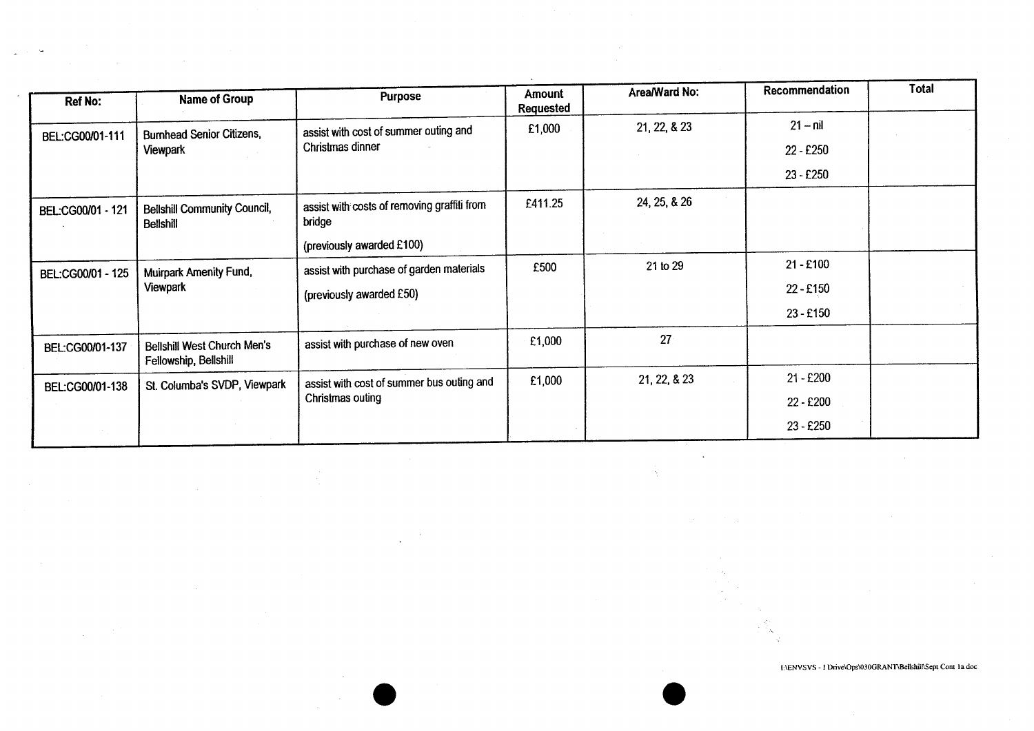| Ref No: | Name of Group | Purpose | Amount Requested | Area/Ward No: | Recommendation | Total |
|---|---|---|---|---|---|---|
| BEL:CG00/01-111 | Burnhead Senior Citizens, Viewpark | assist with cost of summer outing and Christmas dinner | £1,000 | 21, 22, & 23 | 21 – nil<br>22 - £250<br>23 - £250 | |
| BEL:CG00/01 - 121 | Bellshill Community Council, Bellshill | assist with costs of removing graffiti from bridge<br>(previously awarded £100) | £411.25 | 24, 25, & 26 | | |
| BEL:CG00/01 - 125 | Muirpark Amenity Fund, Viewpark | assist with purchase of garden materials<br>(previously awarded £50) | £500 | 21 to 29 | 21 - £100<br>22 - £150<br>23 - £150 | |
| BEL:CG00/01-137 | Bellshill West Church Men's Fellowship, Bellshill | assist with purchase of new oven | £1,000 | 27 | | |
| BEL:CG00/01-138 | St. Columba's SVDP, Viewpark | assist with cost of summer bus outing and Christmas outing | £1,000 | 21, 22, & 23 | 21 - £200<br>22 - £200<br>23 - £250 | |

I:\ENVSVS - I Drive\Ops\030GRANT\Bellshill\Sept Cont 1a.doc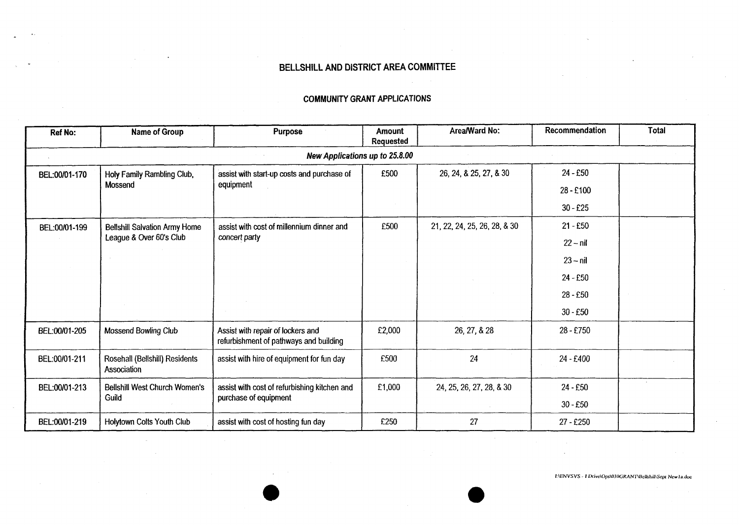# BELLSHILL AND DISTRICT AREA COMMITTEE

## COMMUNITY GRANT APPLICATIONS

| Ref No: | Name of Group | Purpose | Amount Requested | Area/Ward No: | Recommendation | Total |
|---|---|---|---|---|---|---|
| | | ***New Applications up to 25.8.00*** | | | | |
| BEL:00/01-170 | Holy Family Rambling Club, Mossend | assist with start-up costs and purchase of equipment | £500 | 26, 24, & 25, 27, & 30 | 24 - £50<br>28 - £100<br>30 - £25 | |
| BEL:00/01-199 | Bellshill Salvation Army Home League & Over 60's Club | assist with cost of millennium dinner and concert party | £500 | 21, 22, 24, 25, 26, 28, & 30 | 21 - £50<br>22 – nil<br>23 – nil<br>24 - £50<br>28 - £50<br>30 - £50 | |
| BEL:00/01-205 | Mossend Bowling Club | Assist with repair of lockers and refurbishment of pathways and building | £2,000 | 26, 27, & 28 | 28 - £750 | |
| BEL:00/01-211 | Rosehall (Bellshill) Residents Association | assist with hire of equipment for fun day | £500 | 24 | 24 - £400 | |
| BEL:00/01-213 | Bellshill West Church Women's Guild | assist with cost of refurbishing kitchen and purchase of equipment | £1,000 | 24, 25, 26, 27, 28, & 30 | 24 - £50<br>30 - £50 | |
| BEL:00/01-219 | Holytown Colts Youth Club | assist with cost of hosting fun day | £250 | 27 | 27 - £250 | |

I:\ENVSVS - I Drive\Ops\030GRANT\Bellshill\Sept New1a.doc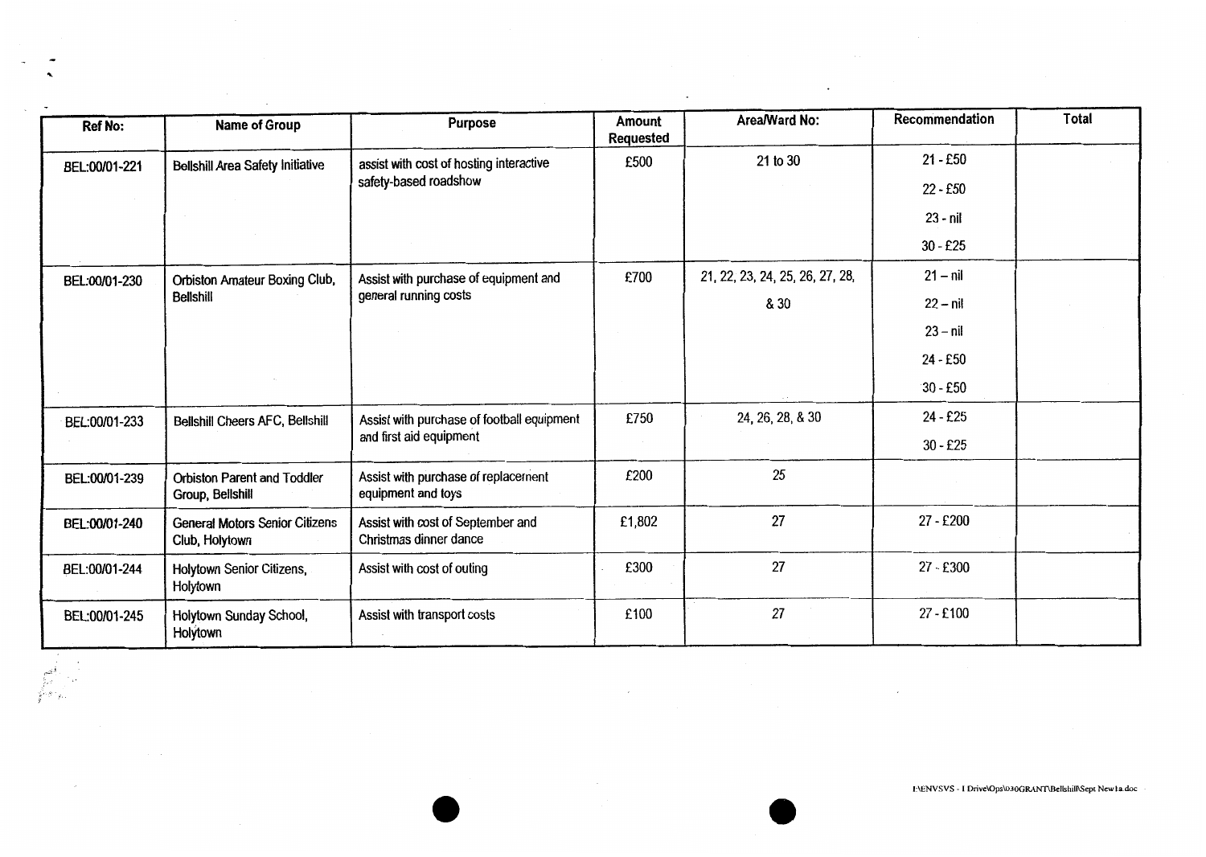| Ref No: | Name of Group | Purpose | Amount Requested | Area/Ward No: | Recommendation | Total |
|---|---|---|---|---|---|---|
| BEL:00/01-221 | Bellshill Area Safety Initiative | assist with cost of hosting interactive safety-based roadshow | £500 | 21 to 30 | 21 - £50<br>22 - £50<br>23 - nil<br>30 - £25 | |
| BEL:00/01-230 | Orbiston Amateur Boxing Club, Bellshill | Assist with purchase of equipment and general running costs | £700 | 21, 22, 23, 24, 25, 26, 27, 28, & 30 | 21 – nil<br>22 – nil<br>23 – nil<br>24 - £50<br>30 - £50 | |
| BEL:00/01-233 | Bellshill Cheers AFC, Bellshill | Assist with purchase of football equipment and first aid equipment | £750 | 24, 26, 28, & 30 | 24 - £25<br>30 - £25 | |
| BEL:00/01-239 | Orbiston Parent and Toddler Group, Bellshill | Assist with purchase of replacement equipment and toys | £200 | 25 | | |
| BEL:00/01-240 | General Motors Senior Citizens Club, Holytown | Assist with cost of September and Christmas dinner dance | £1,802 | 27 | 27 - £200 | |
| BEL:00/01-244 | Holytown Senior Citizens, Holytown | Assist with cost of outing | £300 | 27 | 27 - £300 | |
| BEL:00/01-245 | Holytown Sunday School, Holytown | Assist with transport costs | £100 | 27 | 27 - £100 | |

I:\ENVSVS - I Drive\Ops\030GRANT\Bellshill\Sept New1a.doc